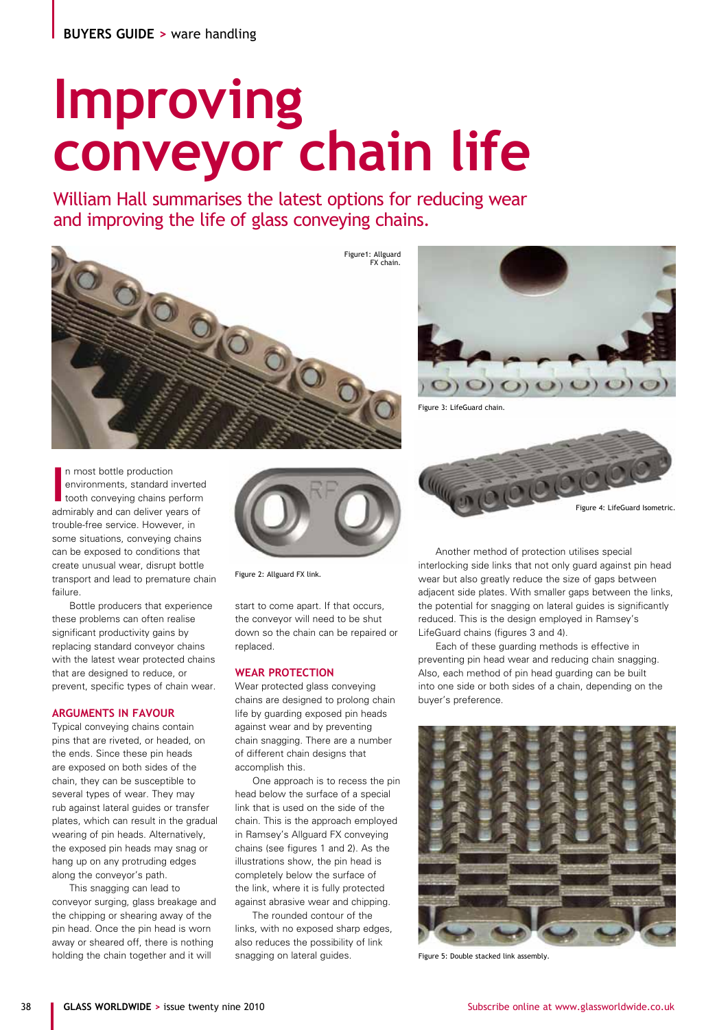# Improving conveyor chain life

William Hall summarises the latest options for reducing wear and improving the life of glass conveying chains.

Figure1: Allguard FX chain.

Figure 3: LifeGuard chain.

Figure 4: LifeGuard Isometric.

In most bottle production environments, standard inverted tooth conveying chains perform admirably and can deliver years of trouble-free service. However, in some situations, conveying chains can be exposed to conditions that create unusual wear, disrupt bottle transport and lead to premature chain failure.

Bottle producers that experience these problems can often realise significant productivity gains by replacing standard conveyor chains with the latest wear protected chains that are designed to reduce, or prevent, specific types of chain wear.

### ARGUMENTS IN FAVOUR

Typical conveying chains contain pins that are riveted, or headed, on the ends. Since these pin heads are exposed on both sides of the chain, they can be susceptible to several types of wear. They may rub against lateral guides or transfer plates, which can result in the gradual wearing of pin heads. Alternatively, the exposed pin heads may snag or hang up on any protruding edges along the conveyor's path.

This snagging can lead to conveyor surging, glass breakage and the chipping or shearing away of the pin head. Once the pin head is worn away or sheared off, there is nothing holding the chain together and it will start to come apart. If that occurs, the conveyor will need to be shut down so the chain can be repaired or replaced.

Figure 2: Allguard FX link.

### WEAR PROTECTION

Wear protected glass conveying chains are designed to prolong chain life by guarding exposed pin heads against wear and by preventing chain snagging. There are a number of different chain designs that accomplish this.

One approach is to recess the pin head below the surface of a special link that is used on the side of the chain. This is the approach employed in Ramsey's Allguard FX conveying chains (see figures 1 and 2). As the illustrations show, the pin head is completely below the surface of the link, where it is fully protected against abrasive wear and chipping.

The rounded contour of the links, with no exposed sharp edges, also reduces the possibility of link snagging on lateral guides.

Another method of protection utilises special interlocking side links that not only guard against pin head wear but also greatly reduce the size of gaps between adjacent side plates. With smaller gaps between the links, the potential for snagging on lateral guides is significantly reduced. This is the design employed in Ramsey's LifeGuard chains (figures 3 and 4).

Each of these guarding methods is effective in preventing pin head wear and reducing chain snagging. Also, each method of pin head guarding can be built into one side or both sides of a chain, depending on the buyer's preference.

Figure 5: Double stacked link assembly.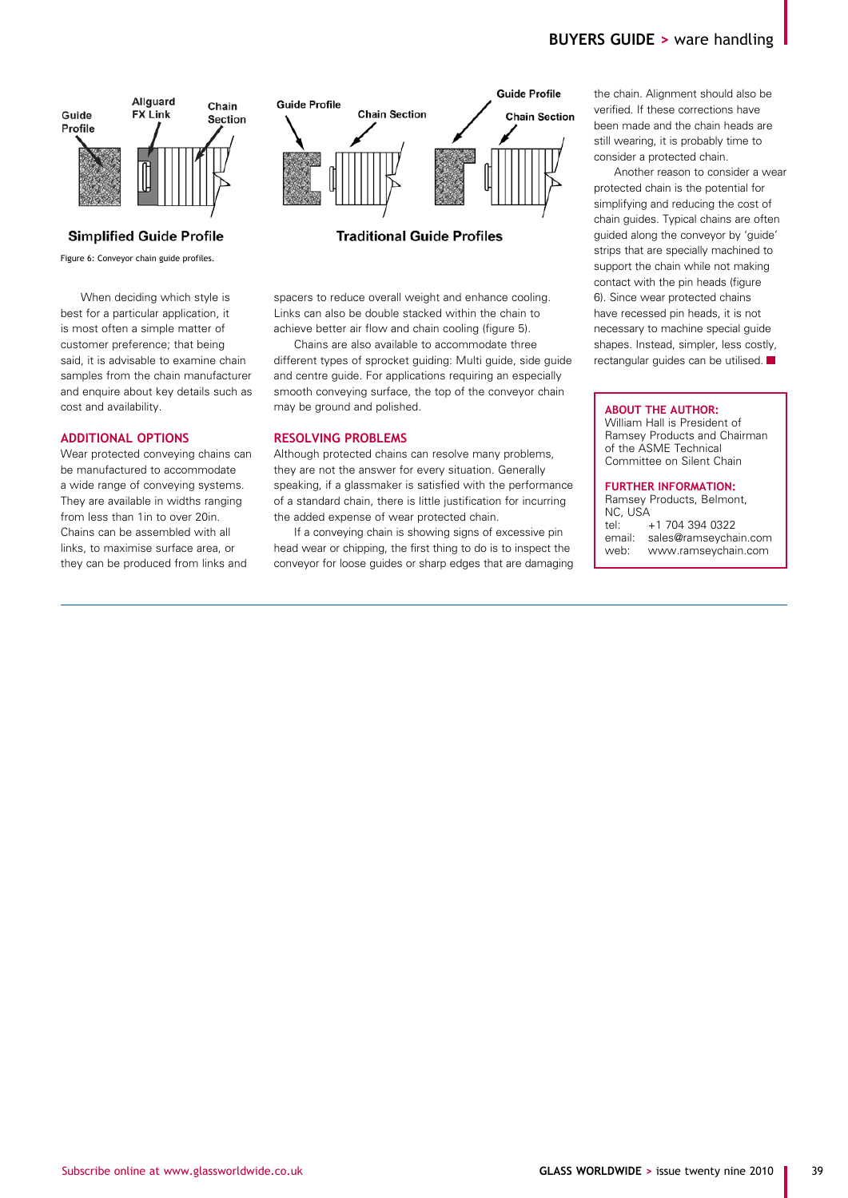Guide Profile

Alliguard FX Link

Chain Section

**Simplified Guide Profile**

Guide Profile

Chain Section

Guide Profile

Chain Section

**Traditional Guide Profiles**

Figure 6: Conveyor chain guide profiles.

When deciding which style is best for a particular application, it is most often a simple matter of customer preference; that being said, it is advisable to examine chain samples from the chain manufacturer and enquire about key details such as cost and availability.

## ADDITIONAL OPTIONS

Wear protected conveying chains can be manufactured to accommodate a wide range of conveying systems. They are available in widths ranging from less than 1in to over 20in. Chains can be assembled with all links, to maximise surface area, or they can be produced from links and spacers to reduce overall weight and enhance cooling. Links can also be double stacked within the chain to achieve better air flow and chain cooling (figure 5).

Chains are also available to accommodate three different types of sprocket guiding: Multi guide, side guide and centre guide. For applications requiring an especially smooth conveying surface, the top of the conveyor chain may be ground and polished.

## RESOLVING PROBLEMS

Although protected chains can resolve many problems, they are not the answer for every situation. Generally speaking, if a glassmaker is satisfied with the performance of a standard chain, there is little justification for incurring the added expense of wear protected chain.

If a conveying chain is showing signs of excessive pin head wear or chipping, the first thing to do is to inspect the conveyor for loose guides or sharp edges that are damaging the chain. Alignment should also be verified. If these corrections have been made and the chain heads are still wearing, it is probably time to consider a protected chain.

Another reason to consider a wear protected chain is the potential for simplifying and reducing the cost of chain guides. Typical chains are often guided along the conveyor by 'guide' strips that are specially machined to support the chain while not making contact with the pin heads (figure 6). Since wear protected chains have recessed pin heads, it is not necessary to machine special guide shapes. Instead, simpler, less costly, rectangular guides can be utilised.

**ABOUT THE AUTHOR:**
William Hall is President of Ramsey Products and Chairman of the ASME Technical Committee on Silent Chain

**FURTHER INFORMATION:**
Ramsey Products, Belmont, NC, USA
tel: +1 704 394 0322
email: sales@ramseychain.com
web: www.ramseychain.com